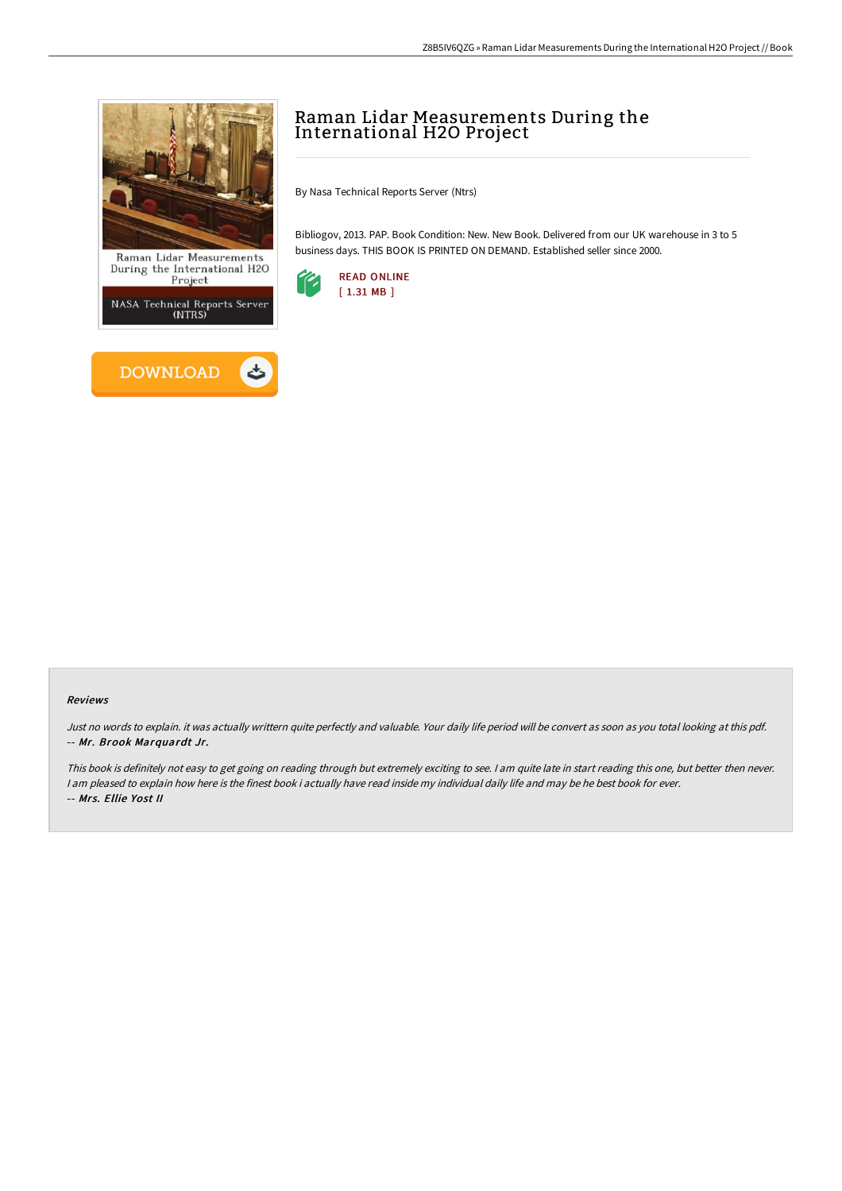# Raman Lidar Measurements During the International $H_2O$ Project

By Nasa Technical Reports Server (Ntrs)

Bibliogov, 2013. PAP. Book Condition: New. New Book. Delivered from our UK warehouse in 3 to 5 business days. THIS BOOK IS PRINTED ON DEMAND. Established seller since 2000.

READ ONLINE
[ 1.31 MB ]

DOWNLOAD

### Reviews

*Just no words to explain. it was actually writtern quite perfectly and valuable. Your daily life period will be convert as soon as you total looking at this pdf.*
*-- **Mr. Brook Marquardt Jr.***

*This book is definitely not easy to get going on reading through but extremely exciting to see. I am quite late in start reading this one, but better then never. I am pleased to explain how here is the finest book i actually have read inside my individual daily life and may be he best book for ever.*
*-- **Mrs. Ellie Yost II***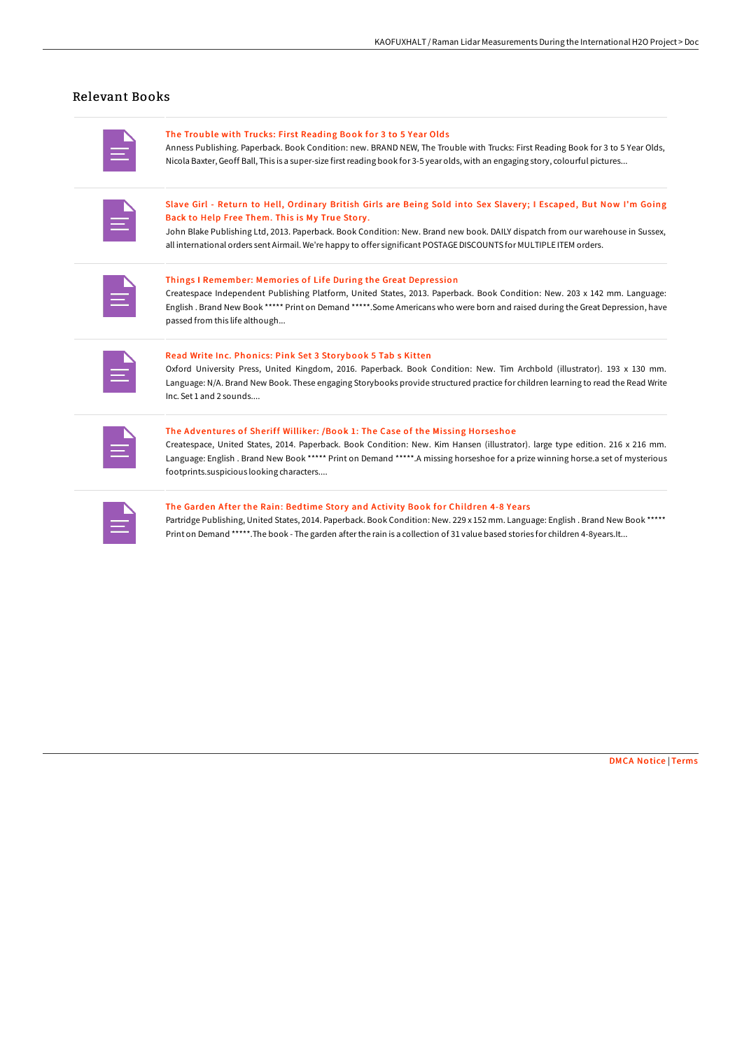## Relevant Books

### The Trouble with Trucks: First Reading Book for 3 to 5 Year Olds

Anness Publishing. Paperback. Book Condition: new. BRAND NEW, The Trouble with Trucks: First Reading Book for 3 to 5 Year Olds, Nicola Baxter, Geoff Ball, This is a super-size first reading book for 3-5 year olds, with an engaging story, colourful pictures...

### Slave Girl - Return to Hell, Ordinary British Girls are Being Sold into Sex Slavery; I Escaped, But Now I'm Going Back to Help Free Them. This is My True Story.

John Blake Publishing Ltd, 2013. Paperback. Book Condition: New. Brand new book. DAILY dispatch from our warehouse in Sussex, all international orders sent Airmail. We're happy to offer significant POSTAGE DISCOUNTS for MULTIPLE ITEM orders.

### Things I Remember: Memories of Life During the Great Depression

Createspace Independent Publishing Platform, United States, 2013. Paperback. Book Condition: New. 203 x 142 mm. Language: English . Brand New Book ***** Print on Demand *****.Some Americans who were born and raised during the Great Depression, have passed from this life although...

### Read Write Inc. Phonics: Pink Set 3 Storybook 5 Tab s Kitten

Oxford University Press, United Kingdom, 2016. Paperback. Book Condition: New. Tim Archbold (illustrator). 193 x 130 mm. Language: N/A. Brand New Book. These engaging Storybooks provide structured practice for children learning to read the Read Write Inc. Set 1 and 2 sounds....

### The Adventures of Sheriff Williker: /Book 1: The Case of the Missing Horseshoe

Createspace, United States, 2014. Paperback. Book Condition: New. Kim Hansen (illustrator). large type edition. 216 x 216 mm. Language: English . Brand New Book ***** Print on Demand *****.A missing horseshoe for a prize winning horse.a set of mysterious footprints.suspicious looking characters....

### The Garden After the Rain: Bedtime Story and Activity Book for Children 4-8 Years

Partridge Publishing, United States, 2014. Paperback. Book Condition: New. 229 x 152 mm. Language: English . Brand New Book ***** Print on Demand *****.The book - The garden after the rain is a collection of 31 value based stories for children 4-8years.It...

DMCA Notice | Terms